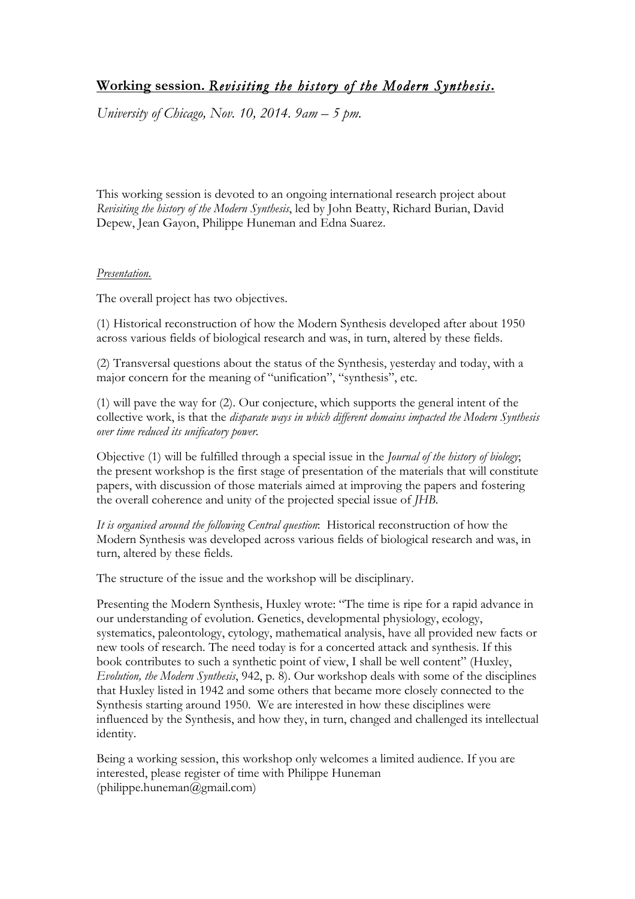## **Working session.** ***Revisiting the history of the Modern Synthesis.***

*University of Chicago, Nov. 10, 2014. 9am – 5 pm.*

This working session is devoted to an ongoing international research project about *Revisiting the history of the Modern Synthesis*, led by John Beatty, Richard Burian, David Depew, Jean Gayon, Philippe Huneman and Edna Suarez.

*Presentation.*

The overall project has two objectives.

(1) Historical reconstruction of how the Modern Synthesis developed after about 1950 across various fields of biological research and was, in turn, altered by these fields.

(2) Transversal questions about the status of the Synthesis, yesterday and today, with a major concern for the meaning of "unification", "synthesis", etc.

(1) will pave the way for (2). Our conjecture, which supports the general intent of the collective work, is that the *disparate ways in which different domains impacted the Modern Synthesis over time reduced its unificatory power.*

Objective (1) will be fulfilled through a special issue in the *Journal of the history of biology*; the present workshop is the first stage of presentation of the materials that will constitute papers, with discussion of those materials aimed at improving the papers and fostering the overall coherence and unity of the projected special issue of *JHB*.

*It is organised around the following Central question*: Historical reconstruction of how the Modern Synthesis was developed across various fields of biological research and was, in turn, altered by these fields.

The structure of the issue and the workshop will be disciplinary.

Presenting the Modern Synthesis, Huxley wrote: "The time is ripe for a rapid advance in our understanding of evolution. Genetics, developmental physiology, ecology, systematics, paleontology, cytology, mathematical analysis, have all provided new facts or new tools of research. The need today is for a concerted attack and synthesis. If this book contributes to such a synthetic point of view, I shall be well content" (Huxley, *Evolution, the Modern Synthesis*, 942, p. 8). Our workshop deals with some of the disciplines that Huxley listed in 1942 and some others that became more closely connected to the Synthesis starting around 1950. We are interested in how these disciplines were influenced by the Synthesis, and how they, in turn, changed and challenged its intellectual identity.

Being a working session, this workshop only welcomes a limited audience. If you are interested, please register of time with Philippe Huneman (philippe.huneman@gmail.com)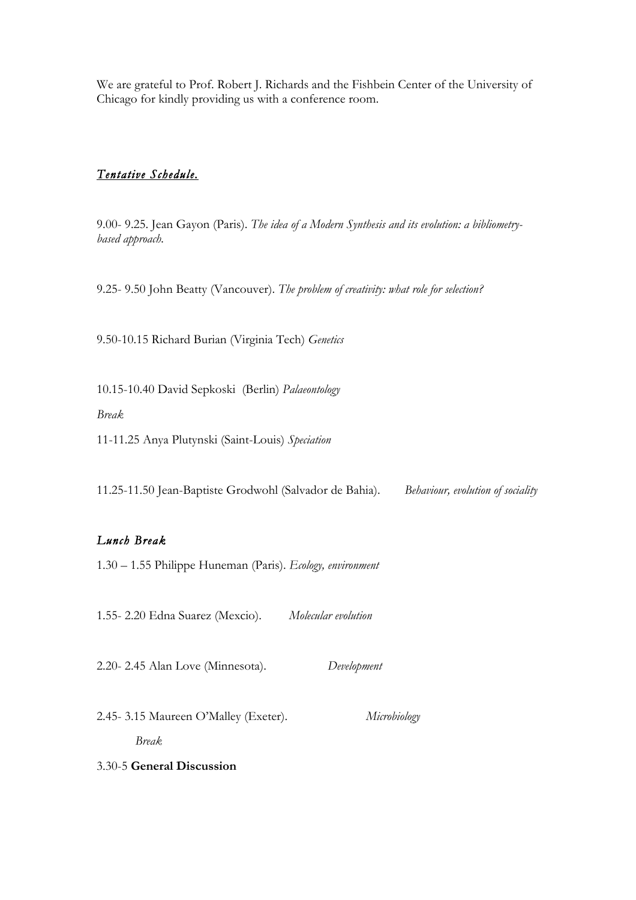We are grateful to Prof. Robert J. Richards and the Fishbein Center of the University of Chicago for kindly providing us with a conference room.

## *Tentative Schedule.*

9.00- 9.25. Jean Gayon (Paris). *The idea of a Modern Synthesis and its evolution: a bibliometry-based approach.*

9.25- 9.50 John Beatty (Vancouver). *The problem of creativity: what role for selection?*

9.50-10.15 Richard Burian (Virginia Tech) *Genetics*

10.15-10.40 David Sepkoski (Berlin) *Palaeontology*

*Break*

11-11.25 Anya Plutynski (Saint-Louis) *Speciation*

11.25-11.50 Jean-Baptiste Grodwohl (Salvador de Bahia). *Behaviour, evolution of sociality*

### *Lunch Break*

1.30 – 1.55 Philippe Huneman (Paris). *Ecology, environment*

1.55- 2.20 Edna Suarez (Mexcio). *Molecular evolution*

2.20- 2.45 Alan Love (Minnesota). *Development*

2.45- 3.15 Maureen O'Malley (Exeter). *Microbiology*

*Break*

3.30-5 **General Discussion**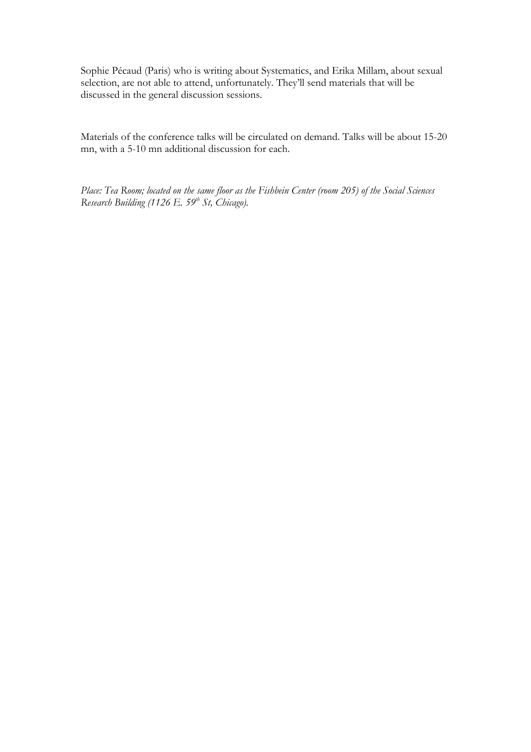Sophie Pécaud (Paris) who is writing about Systematics, and Erika Millam, about sexual selection, are not able to attend, unfortunately. They'll send materials that will be discussed in the general discussion sessions.

Materials of the conference talks will be circulated on demand. Talks will be about 15-20 mn, with a 5-10 mn additional discussion for each.

*Place: Tea Room; located on the same floor as the Fishbein Center (room 205) of the Social Sciences Research Building (1126 E. 59th St, Chicago).*